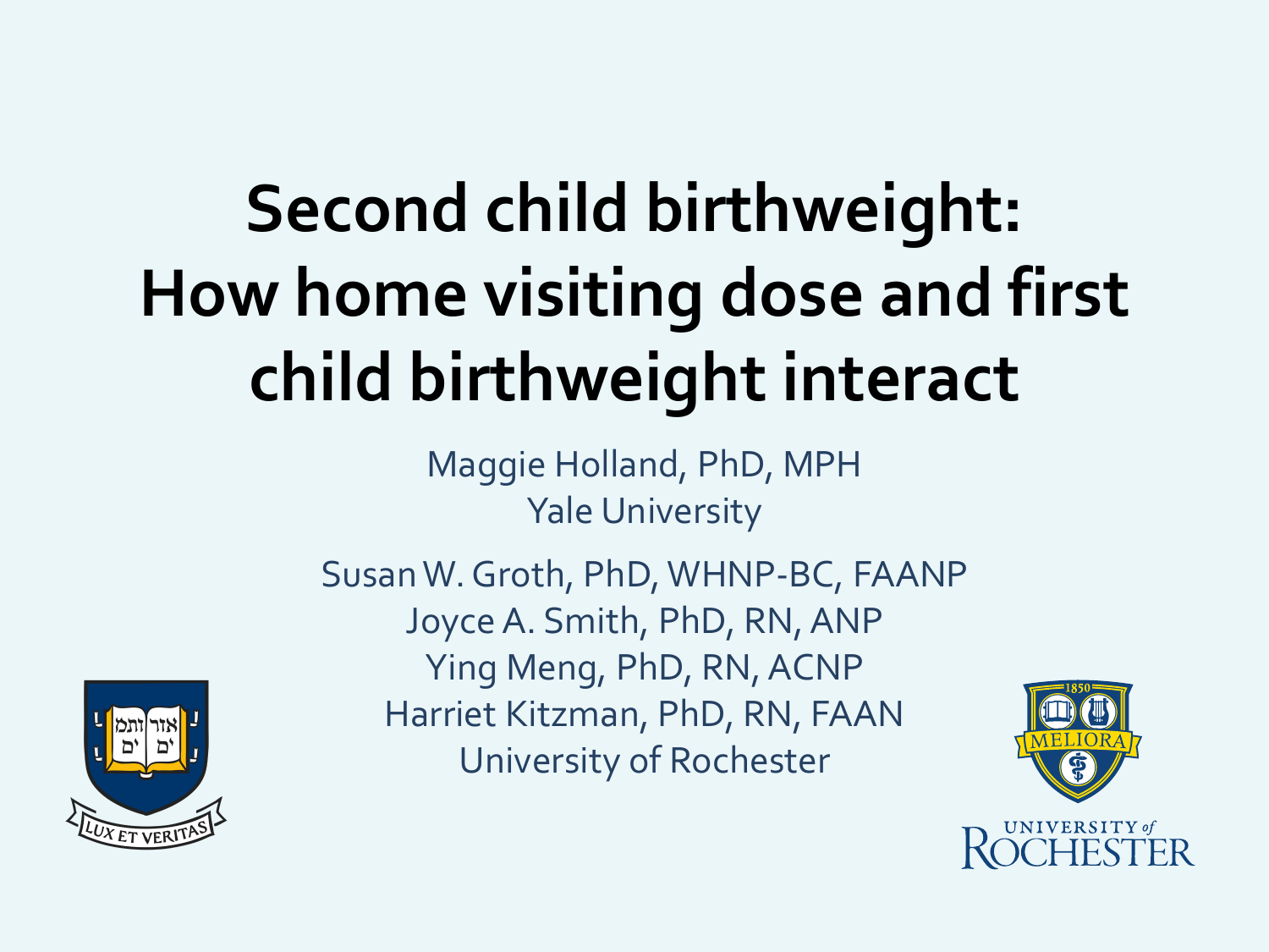# Second child birthweight: How home visiting dose and first child birthweight interact

Maggie Holland, PhD, MPH
Yale University

Susan W. Groth, PhD, WHNP-BC, FAANP
Joyce A. Smith, PhD, RN, ANP
Ying Meng, PhD, RN, ACNP
Harriet Kitzman, PhD, RN, FAAN
University of Rochester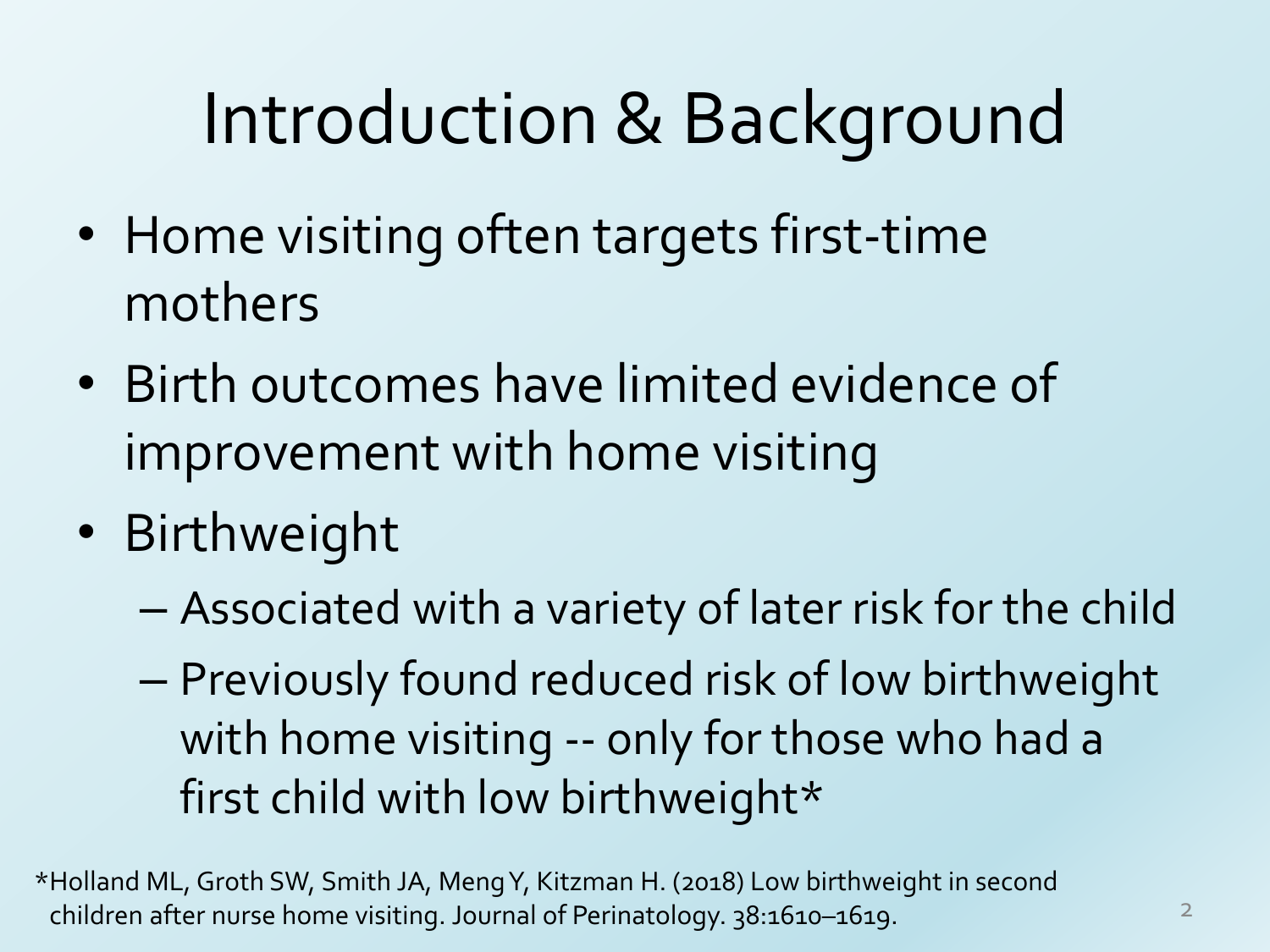# Introduction & Background

- Home visiting often targets first-time mothers
- Birth outcomes have limited evidence of improvement with home visiting
- Birthweight
  - Associated with a variety of later risk for the child
  - Previously found reduced risk of low birthweight with home visiting -- only for those who had a first child with low birthweight*

*Holland ML, Groth SW, Smith JA, Meng Y, Kitzman H. (2018) Low birthweight in second children after nurse home visiting. Journal of Perinatology. 38:1610–1619.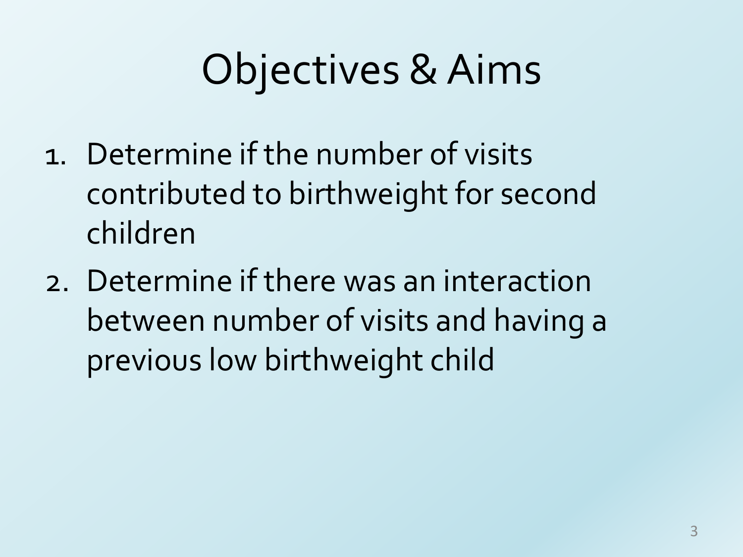# Objectives & Aims

1. Determine if the number of visits contributed to birthweight for second children
2. Determine if there was an interaction between number of visits and having a previous low birthweight child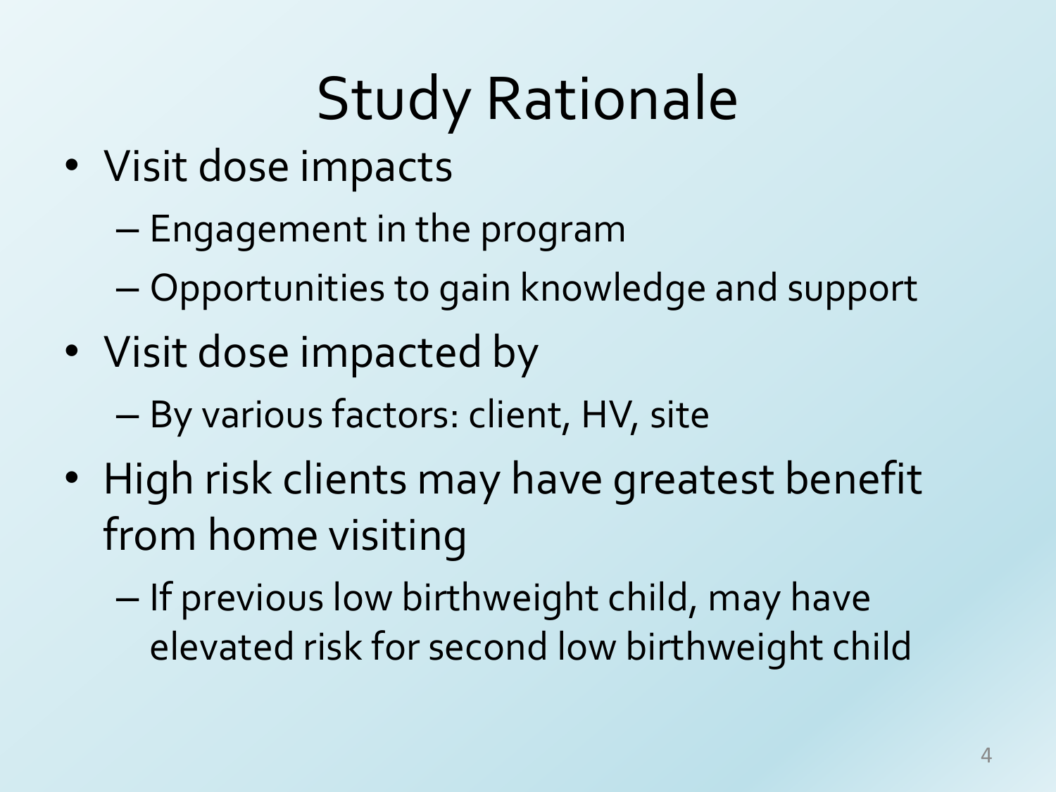# Study Rationale

- Visit dose impacts
  - Engagement in the program
  - Opportunities to gain knowledge and support
- Visit dose impacted by
  - By various factors: client, HV, site
- High risk clients may have greatest benefit from home visiting
  - If previous low birthweight child, may have elevated risk for second low birthweight child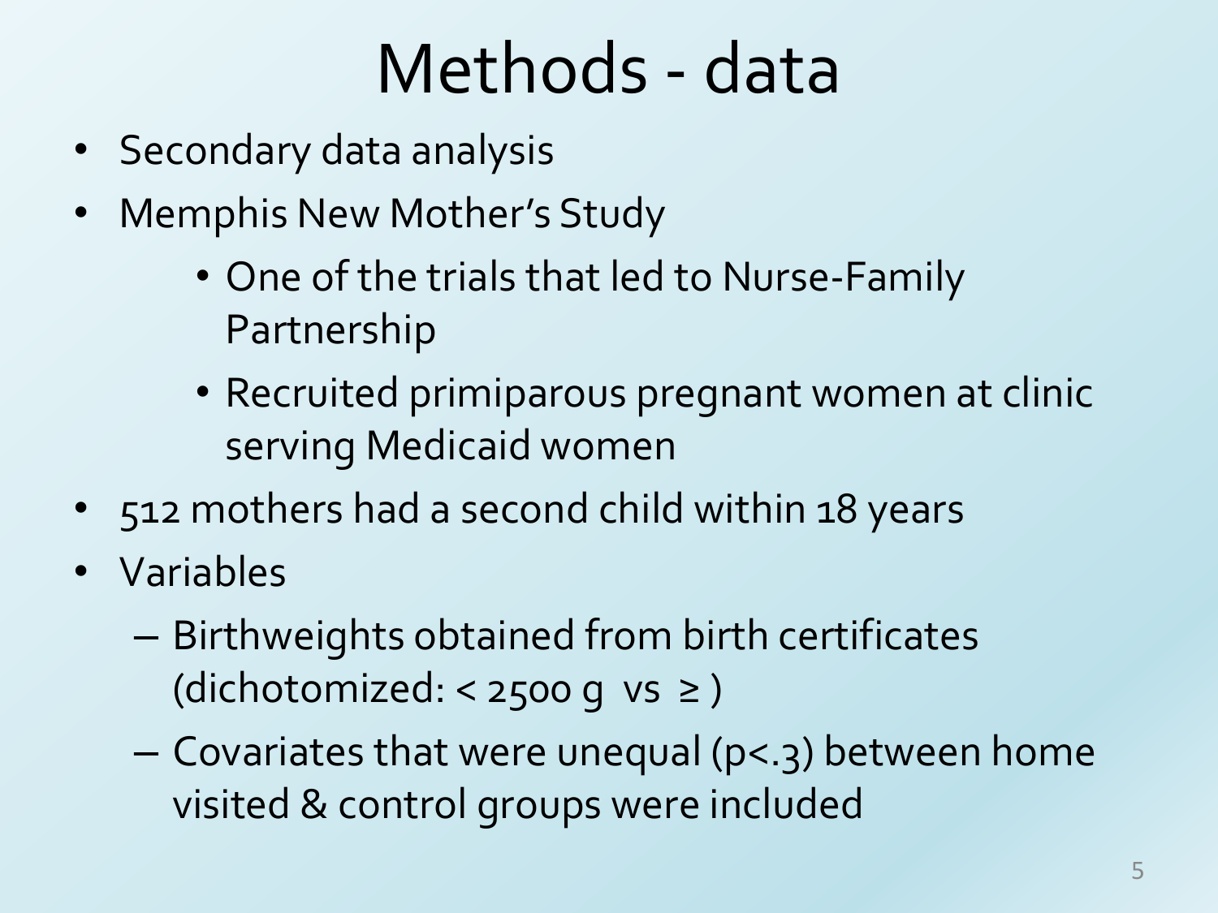# Methods - data

- Secondary data analysis
- Memphis New Mother's Study
    - One of the trials that led to Nurse-Family Partnership
    - Recruited primiparous pregnant women at clinic serving Medicaid women
- 512 mothers had a second child within 18 years
- Variables
    - Birthweights obtained from birth certificates (dichotomized: < 2500 g vs ≥ )
    - Covariates that were unequal ($p<.3$) between home visited & control groups were included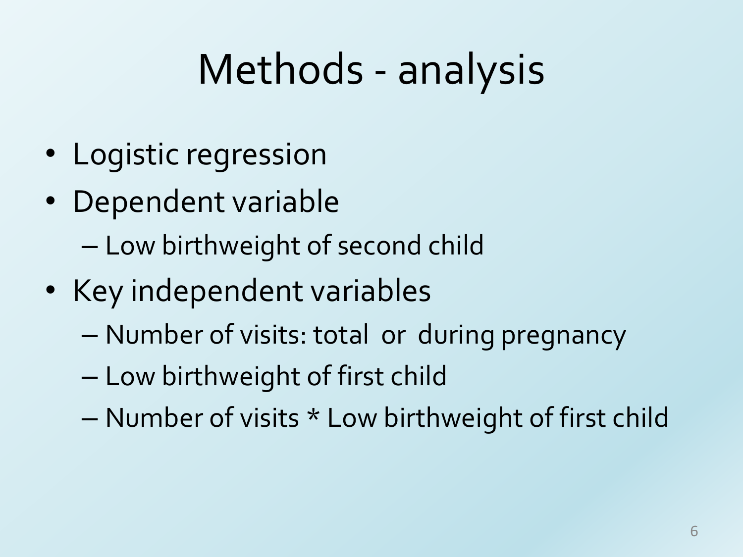# Methods - analysis

- Logistic regression
- Dependent variable
  - Low birthweight of second child
- Key independent variables
  - Number of visits: total or during pregnancy
  - Low birthweight of first child
  - Number of visits * Low birthweight of first child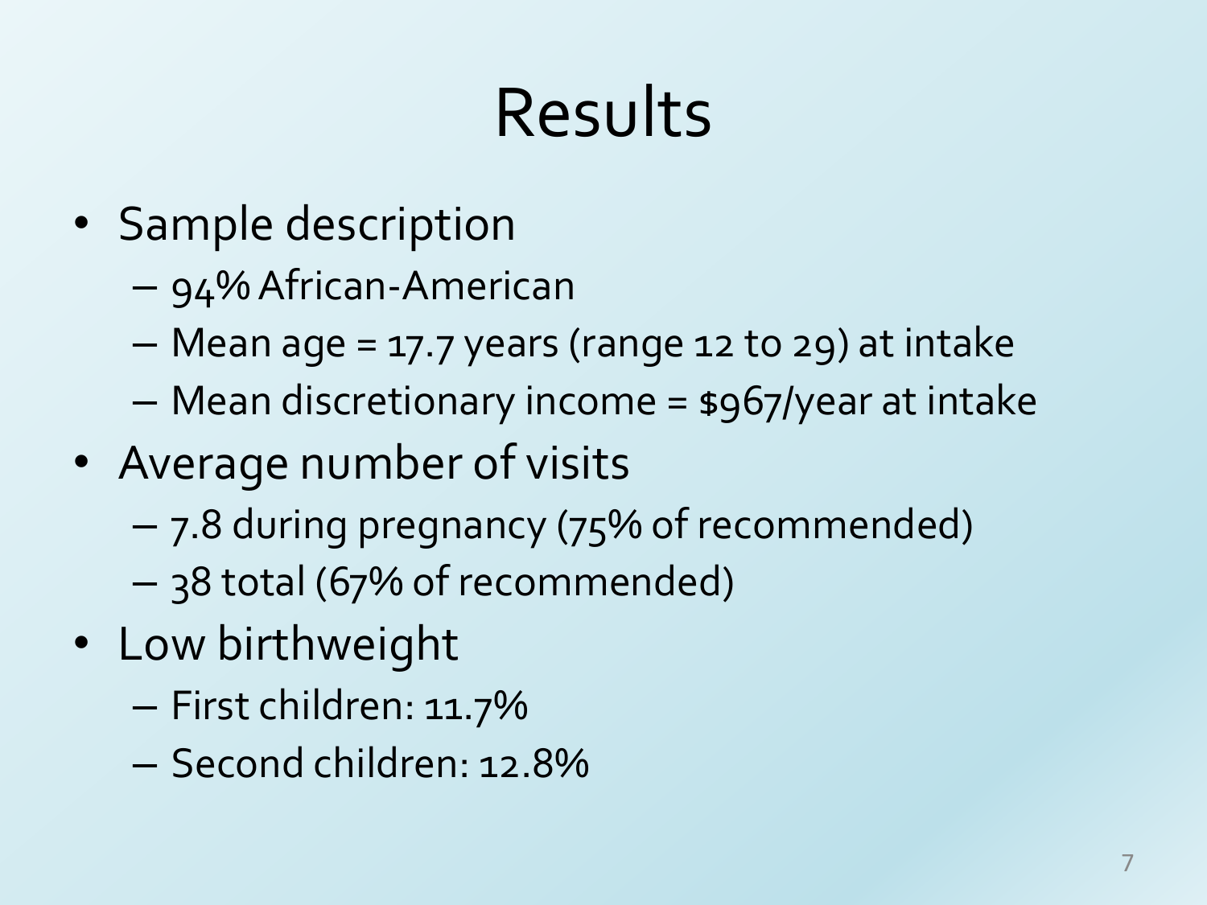# Results

- Sample description
  - 94% African-American
  - Mean age = 17.7 years (range 12 to 29) at intake
  - Mean discretionary income = $967/year at intake
- Average number of visits
  - 7.8 during pregnancy (75% of recommended)
  - 38 total (67% of recommended)
- Low birthweight
  - First children: 11.7%
  - Second children: 12.8%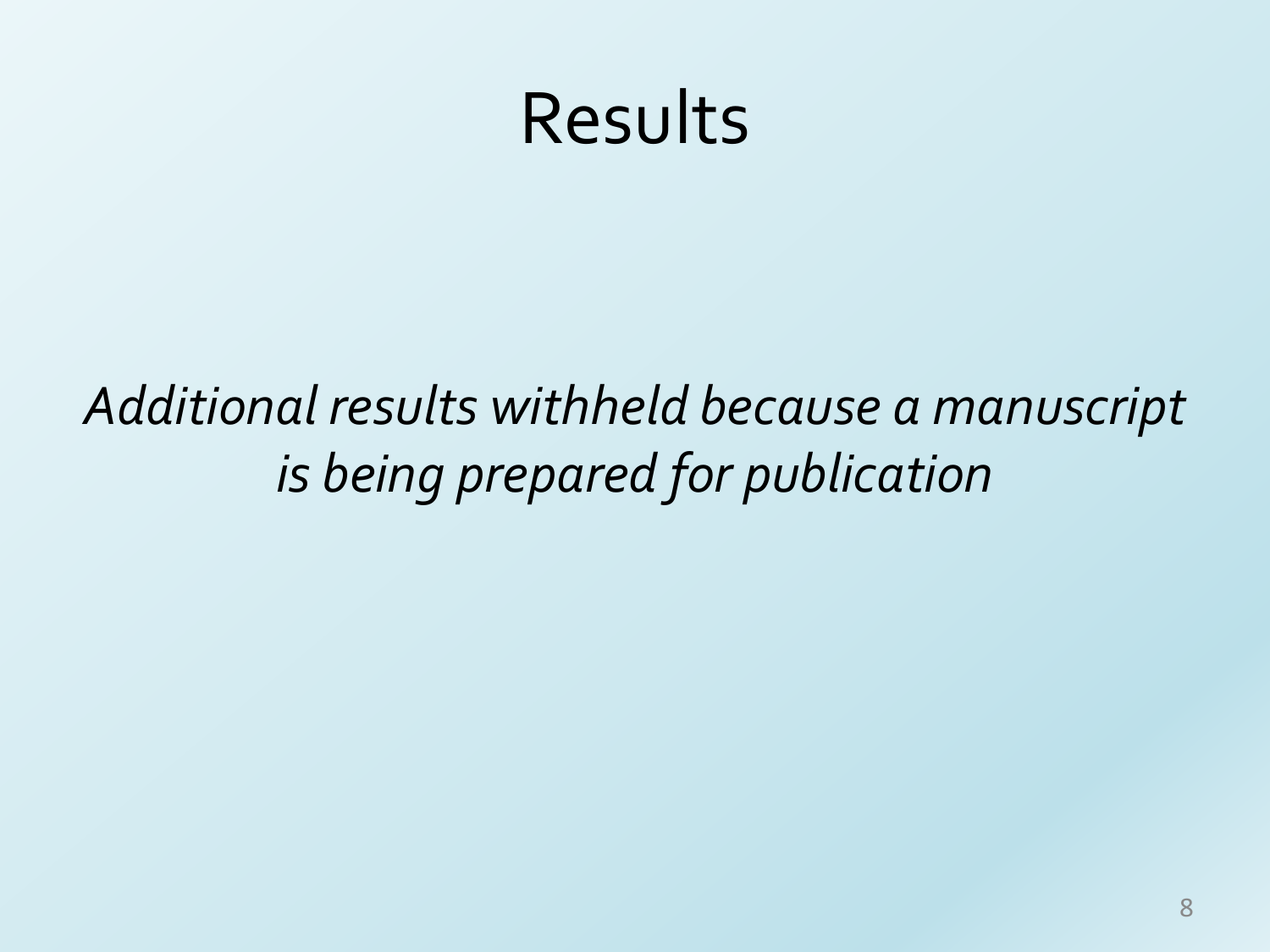# Results

*Additional results withheld because a manuscript is being prepared for publication*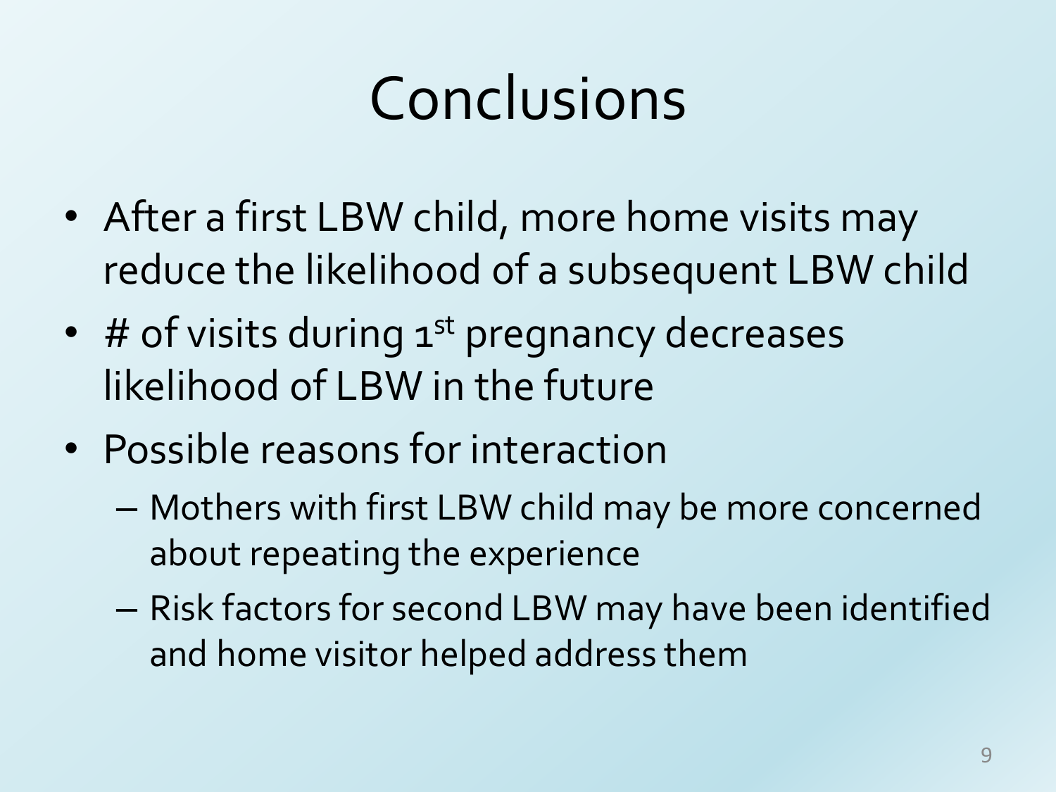# Conclusions

- After a first LBW child, more home visits may reduce the likelihood of a subsequent LBW child
- # of visits during 1st pregnancy decreases likelihood of LBW in the future
- Possible reasons for interaction
  - Mothers with first LBW child may be more concerned about repeating the experience
  - Risk factors for second LBW may have been identified and home visitor helped address them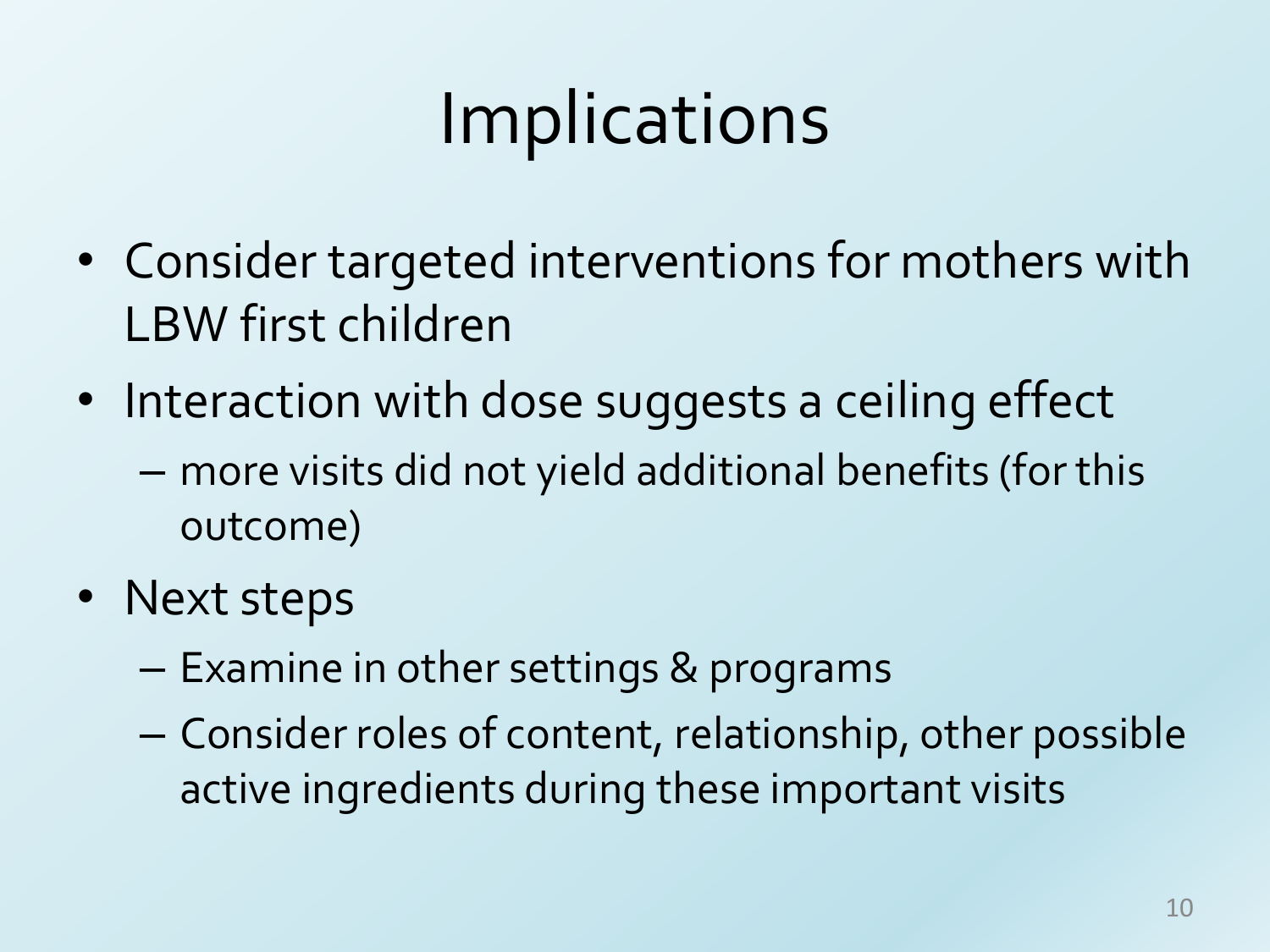# Implications

- Consider targeted interventions for mothers with LBW first children
- Interaction with dose suggests a ceiling effect
  - more visits did not yield additional benefits (for this outcome)
- Next steps
  - Examine in other settings & programs
  - Consider roles of content, relationship, other possible active ingredients during these important visits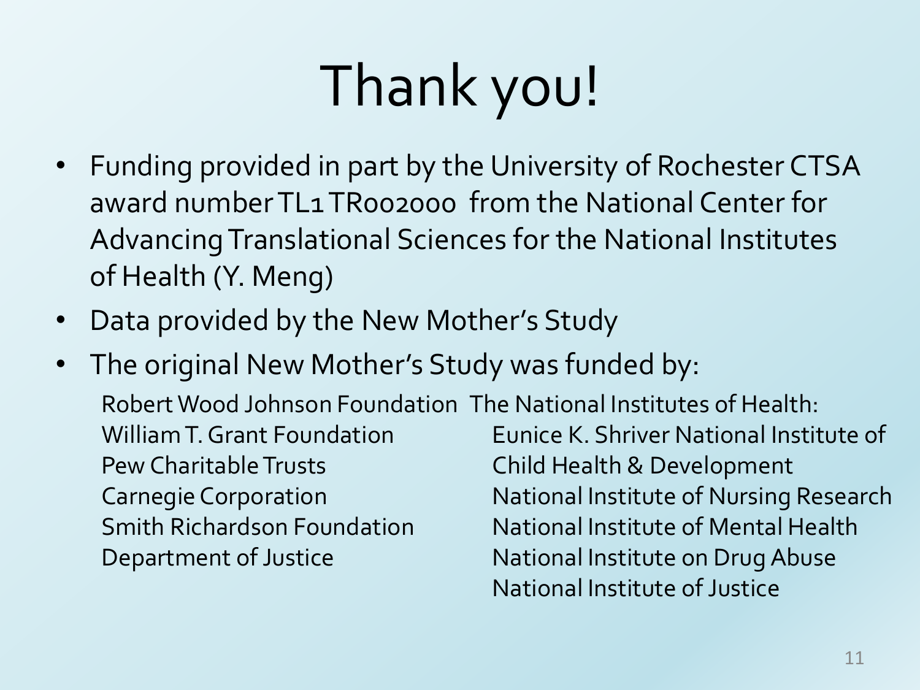# Thank you!

- Funding provided in part by the University of Rochester CTSA award number TL1 TR002000 from the National Center for Advancing Translational Sciences for the National Institutes of Health (Y. Meng)
- Data provided by the New Mother's Study
- The original New Mother's Study was funded by:

Robert Wood Johnson Foundation
William T. Grant Foundation
Pew Charitable Trusts
Carnegie Corporation
Smith Richardson Foundation
Department of Justice

The National Institutes of Health:
Eunice K. Shriver National Institute of Child Health & Development
National Institute of Nursing Research
National Institute of Mental Health
National Institute on Drug Abuse
National Institute of Justice